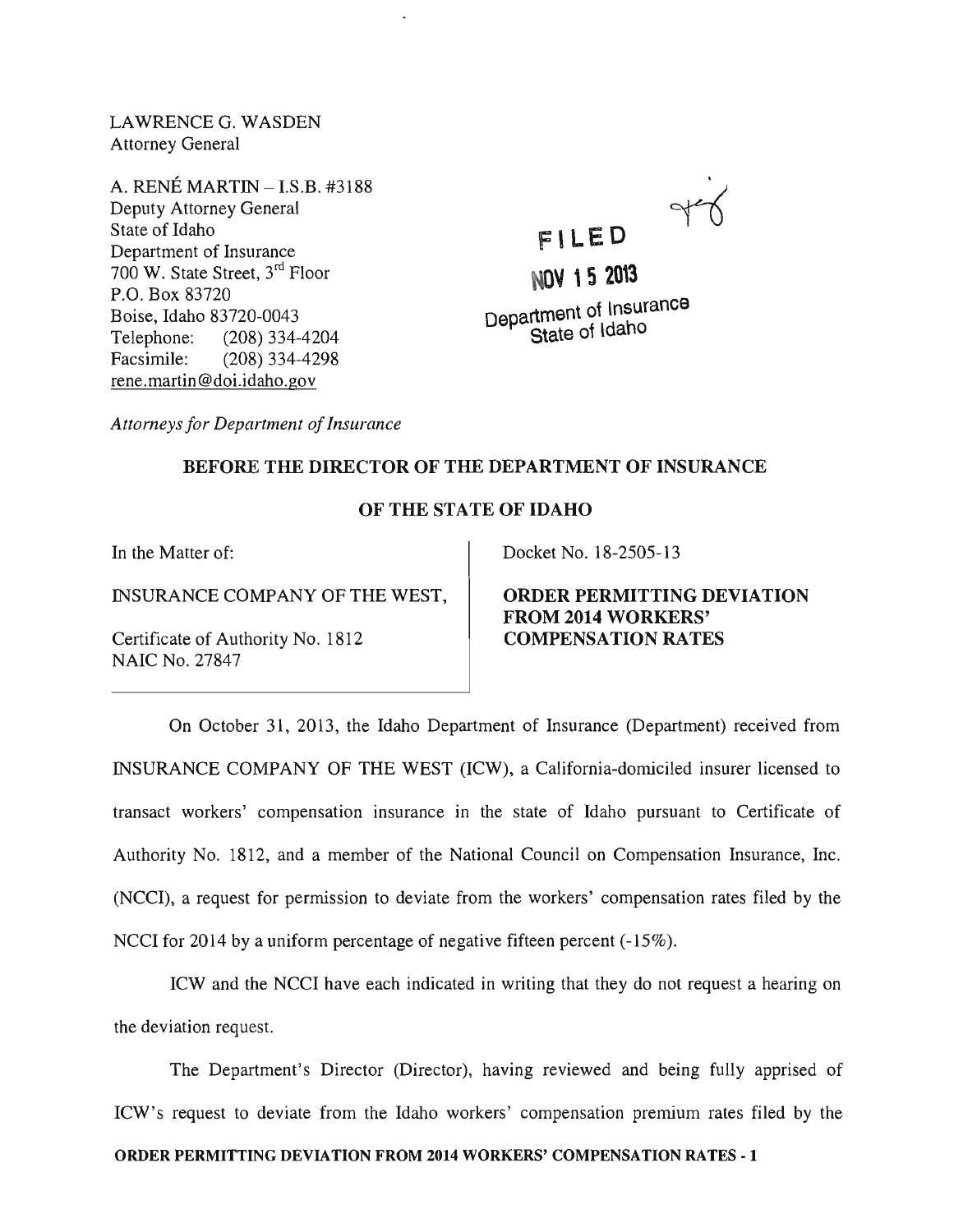LAWRENCE G. WASDEN
Attorney General

A. RENÉ MARTIN – I.S.B. #3188
Deputy Attorney General
State of Idaho
Department of Insurance
700 W. State Street, 3rd Floor
P.O. Box 83720
Boise, Idaho 83720-0043
Telephone: (208) 334-4204
Facsimile: (208) 334-4298
rene.martin@doi.idaho.gov

FILED
NOV 15 2013
Department of Insurance
State of Idaho

*Attorneys for Department of Insurance*

**BEFORE THE DIRECTOR OF THE DEPARTMENT OF INSURANCE**

**OF THE STATE OF IDAHO**

| | |
|---|---|
| In the Matter of:<br><br>INSURANCE COMPANY OF THE WEST,<br><br>Certificate of Authority No. 1812<br>NAIC No. 27847 | Docket No. 18-2505-13<br><br>**ORDER PERMITTING DEVIATION FROM 2014 WORKERS' COMPENSATION RATES** |

On October 31, 2013, the Idaho Department of Insurance (Department) received from INSURANCE COMPANY OF THE WEST (ICW), a California-domiciled insurer licensed to transact workers' compensation insurance in the state of Idaho pursuant to Certificate of Authority No. 1812, and a member of the National Council on Compensation Insurance, Inc. (NCCI), a request for permission to deviate from the workers' compensation rates filed by the NCCI for 2014 by a uniform percentage of negative fifteen percent (-15%).

ICW and the NCCI have each indicated in writing that they do not request a hearing on the deviation request.

The Department's Director (Director), having reviewed and being fully apprised of ICW's request to deviate from the Idaho workers' compensation premium rates filed by the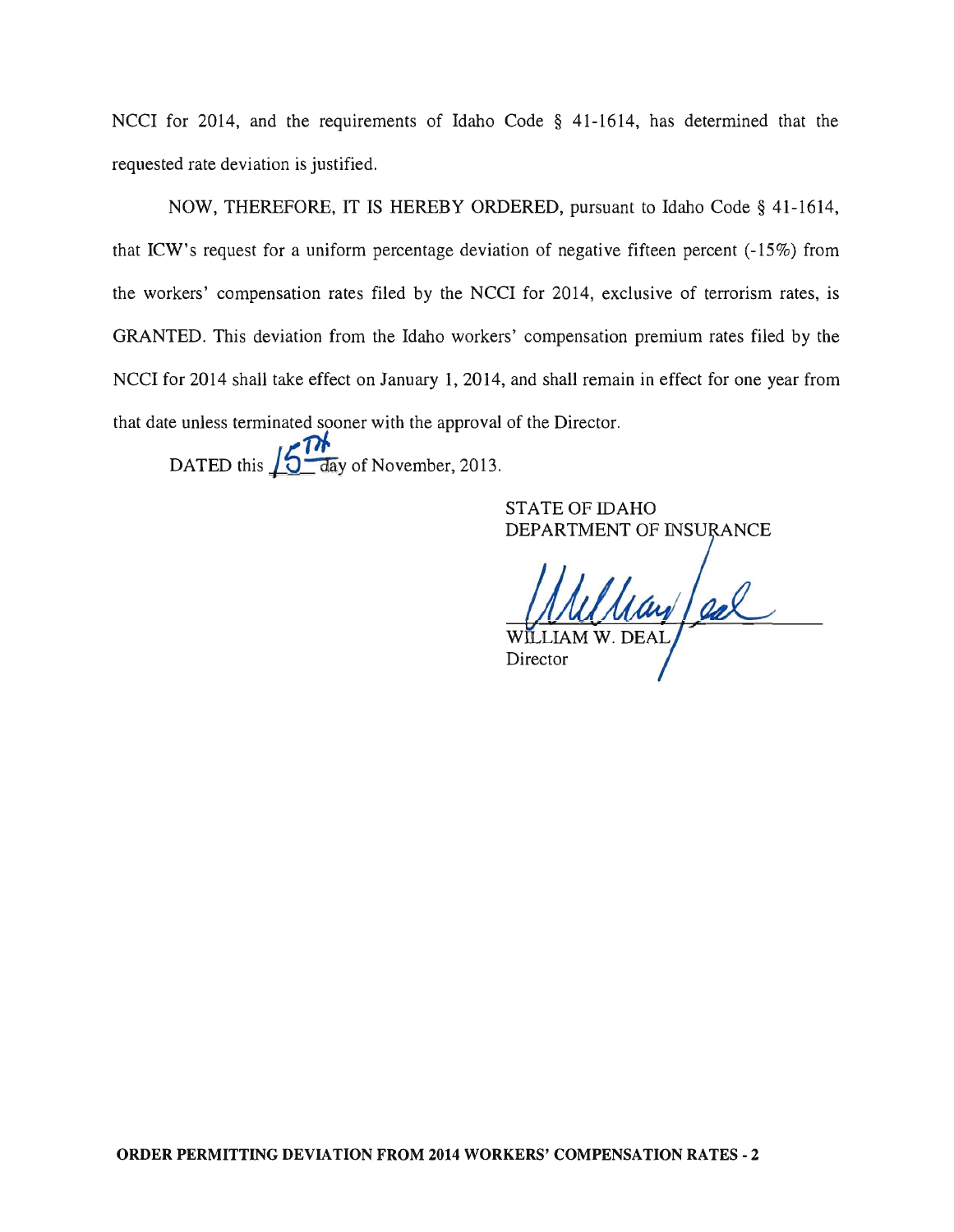NCCI for 2014, and the requirements of Idaho Code § 41-1614, has determined that the requested rate deviation is justified.

NOW, THEREFORE, IT IS HEREBY ORDERED, pursuant to Idaho Code § 41-1614, that ICW's request for a uniform percentage deviation of negative fifteen percent (-15%) from the workers' compensation rates filed by the NCCI for 2014, exclusive of terrorism rates, is GRANTED. This deviation from the Idaho workers' compensation premium rates filed by the NCCI for 2014 shall take effect on January 1, 2014, and shall remain in effect for one year from that date unless terminated sooner with the approval of the Director.

DATED this 15th day of November, 2013.

STATE OF IDAHO
DEPARTMENT OF INSURANCE

William Deal

WILLIAM W. DEAL
Director

**ORDER PERMITTING DEVIATION FROM 2014 WORKERS' COMPENSATION RATES - 2**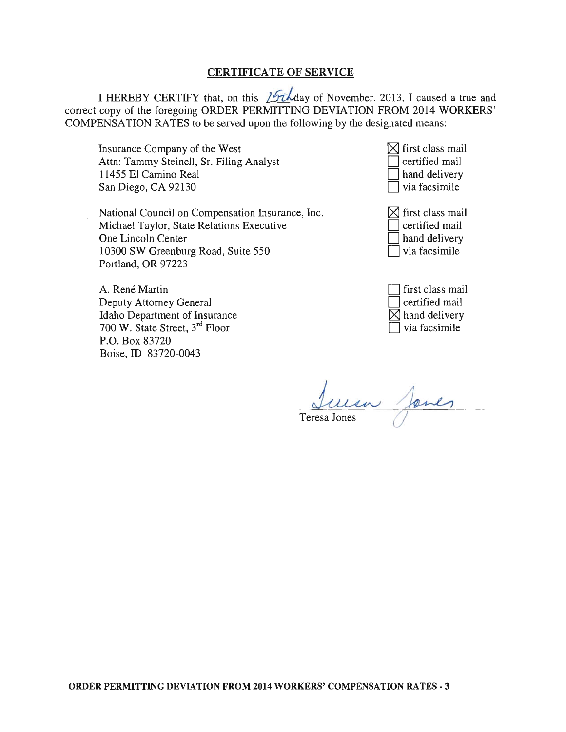## CERTIFICATE OF SERVICE

I HEREBY CERTIFY that, on this 15th day of November, 2013, I caused a true and correct copy of the foregoing ORDER PERMITTING DEVIATION FROM 2014 WORKERS' COMPENSATION RATES to be served upon the following by the designated means:

| | |
|---|---|
| Insurance Company of the West<br>Attn: Tammy Steinell, Sr. Filing Analyst<br>11455 El Camino Real<br>San Diego, CA 92130 | ☒ first class mail<br>☐ certified mail<br>☐ hand delivery<br>☐ via facsimile |
| National Council on Compensation Insurance, Inc.<br>Michael Taylor, State Relations Executive<br>One Lincoln Center<br>10300 SW Greenburg Road, Suite 550<br>Portland, OR 97223 | ☒ first class mail<br>☐ certified mail<br>☐ hand delivery<br>☐ via facsimile |
| A. René Martin<br>Deputy Attorney General<br>Idaho Department of Insurance<br>700 W. State Street, 3rd Floor<br>P.O. Box 83720<br>Boise, ID 83720-0043 | ☐ first class mail<br>☐ certified mail<br>☒ hand delivery<br>☐ via facsimile |

Teresa Jones

Teresa Jones